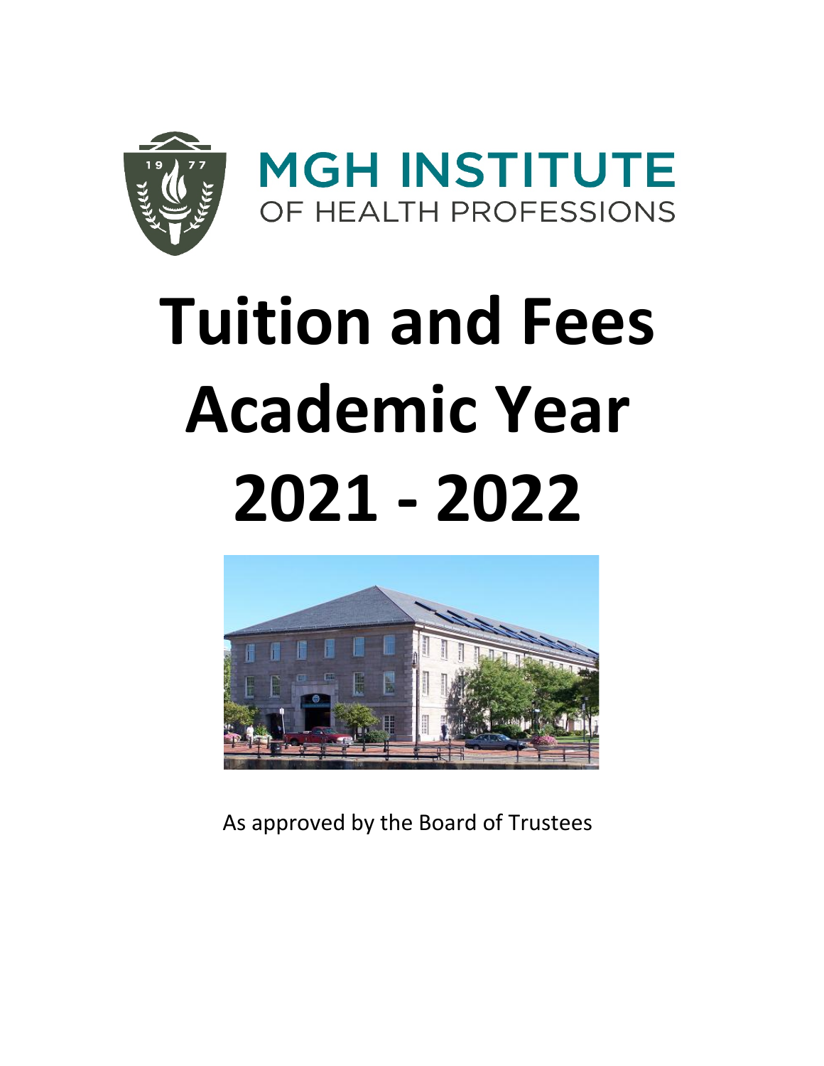MGH INSTITUTE
OF HEALTH PROFESSIONS

# Tuition and Fees Academic Year 2021 - 2022

As approved by the Board of Trustees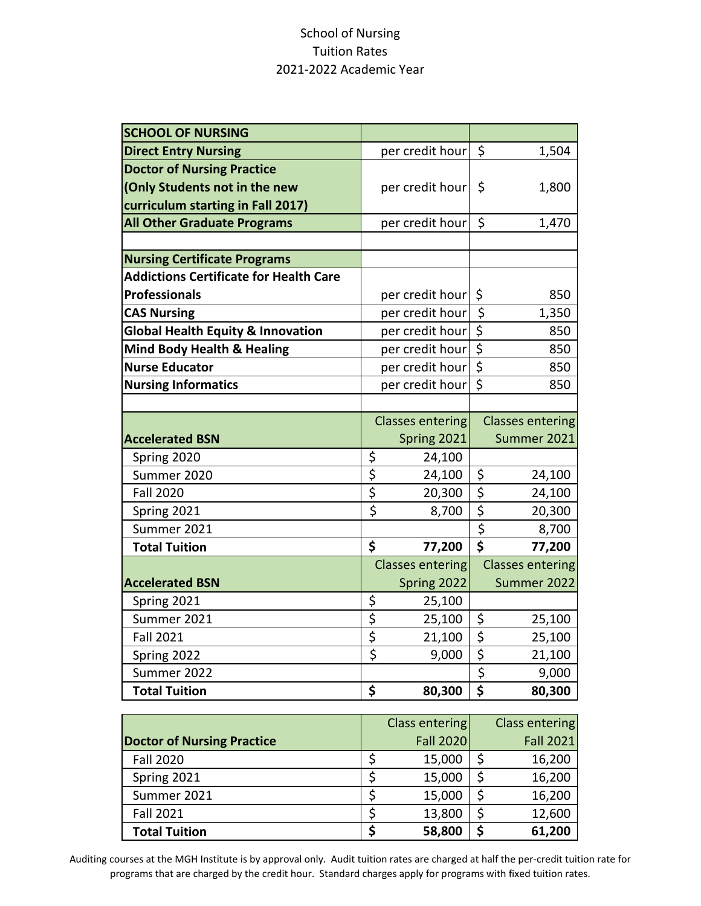School of Nursing
Tuition Rates
2021-2022 Academic Year

| **SCHOOL OF NURSING** | | |
|---|---|---|
| **Direct Entry Nursing** | per credit hour | $ 1,504 |
| **Doctor of Nursing Practice (Only Students not in the new curriculum starting in Fall 2017)** | per credit hour | $ 1,800 |
| **All Other Graduate Programs** | per credit hour | $ 1,470 |
| | | |
| **Nursing Certificate Programs** | | |
| **Addictions Certificate for Health Care Professionals** | per credit hour | $ 850 |
| **CAS Nursing** | per credit hour | $ 1,350 |
| **Global Health Equity & Innovation** | per credit hour | $ 850 |
| **Mind Body Health & Healing** | per credit hour | $ 850 |
| **Nurse Educator** | per credit hour | $ 850 |
| **Nursing Informatics** | per credit hour | $ 850 |
| | | |
| **Accelerated BSN** | Classes entering Spring 2021 | Classes entering Summer 2021 |
| Spring 2020 | $ 24,100 | |
| Summer 2020 | $ 24,100 | $ 24,100 |
| Fall 2020 | $ 20,300 | $ 24,100 |
| Spring 2021 | $ 8,700 | $ 20,300 |
| Summer 2021 | | $ 8,700 |
| **Total Tuition** | **$ 77,200** | **$ 77,200** |
| **Accelerated BSN** | Classes entering Spring 2022 | Classes entering Summer 2022 |
| Spring 2021 | $ 25,100 | |
| Summer 2021 | $ 25,100 | $ 25,100 |
| Fall 2021 | $ 21,100 | $ 25,100 |
| Spring 2022 | $ 9,000 | $ 21,100 |
| Summer 2022 | | $ 9,000 |
| **Total Tuition** | **$ 80,300** | **$ 80,300** |

| **Doctor of Nursing Practice** | Class entering Fall 2020 | Class entering Fall 2021 |
|---|---|---|
| Fall 2020 | $ 15,000 | $ 16,200 |
| Spring 2021 | $ 15,000 | $ 16,200 |
| Summer 2021 | $ 15,000 | $ 16,200 |
| Fall 2021 | $ 13,800 | $ 12,600 |
| **Total Tuition** | **$ 58,800** | **$ 61,200** |

Auditing courses at the MGH Institute is by approval only. Audit tuition rates are charged at half the per-credit tuition rate for programs that are charged by the credit hour. Standard charges apply for programs with fixed tuition rates.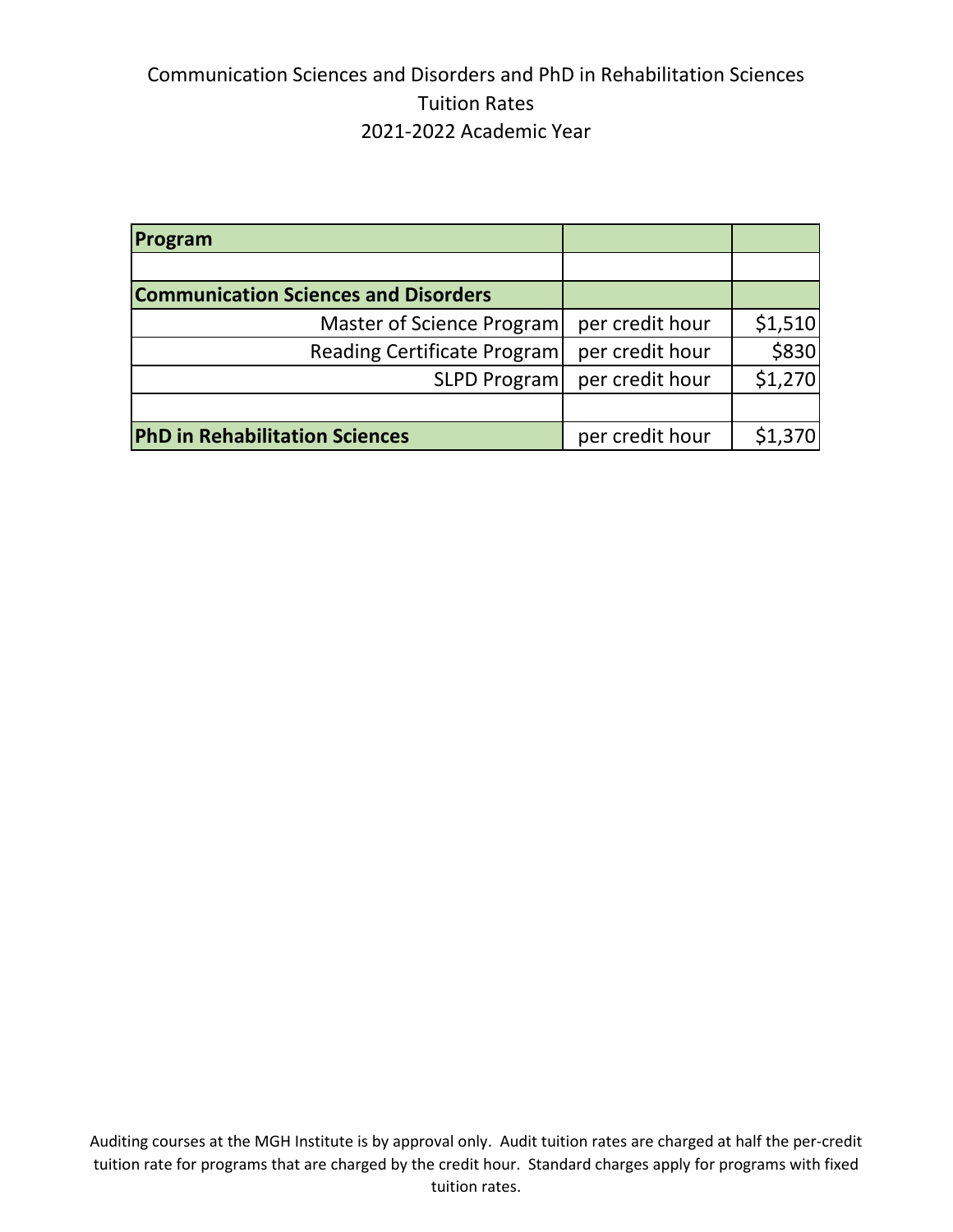Communication Sciences and Disorders and PhD in Rehabilitation Sciences
Tuition Rates
2021-2022 Academic Year

| **Program** | | |
|---|---|---|
| | | |
| **Communication Sciences and Disorders** | | |
| Master of Science Program | per credit hour | $1,510 |
| Reading Certificate Program | per credit hour | $830 |
| SLPD Program | per credit hour | $1,270 |
| | | |
| **PhD in Rehabilitation Sciences** | per credit hour | $1,370 |

Auditing courses at the MGH Institute is by approval only. Audit tuition rates are charged at half the per-credit tuition rate for programs that are charged by the credit hour. Standard charges apply for programs with fixed tuition rates.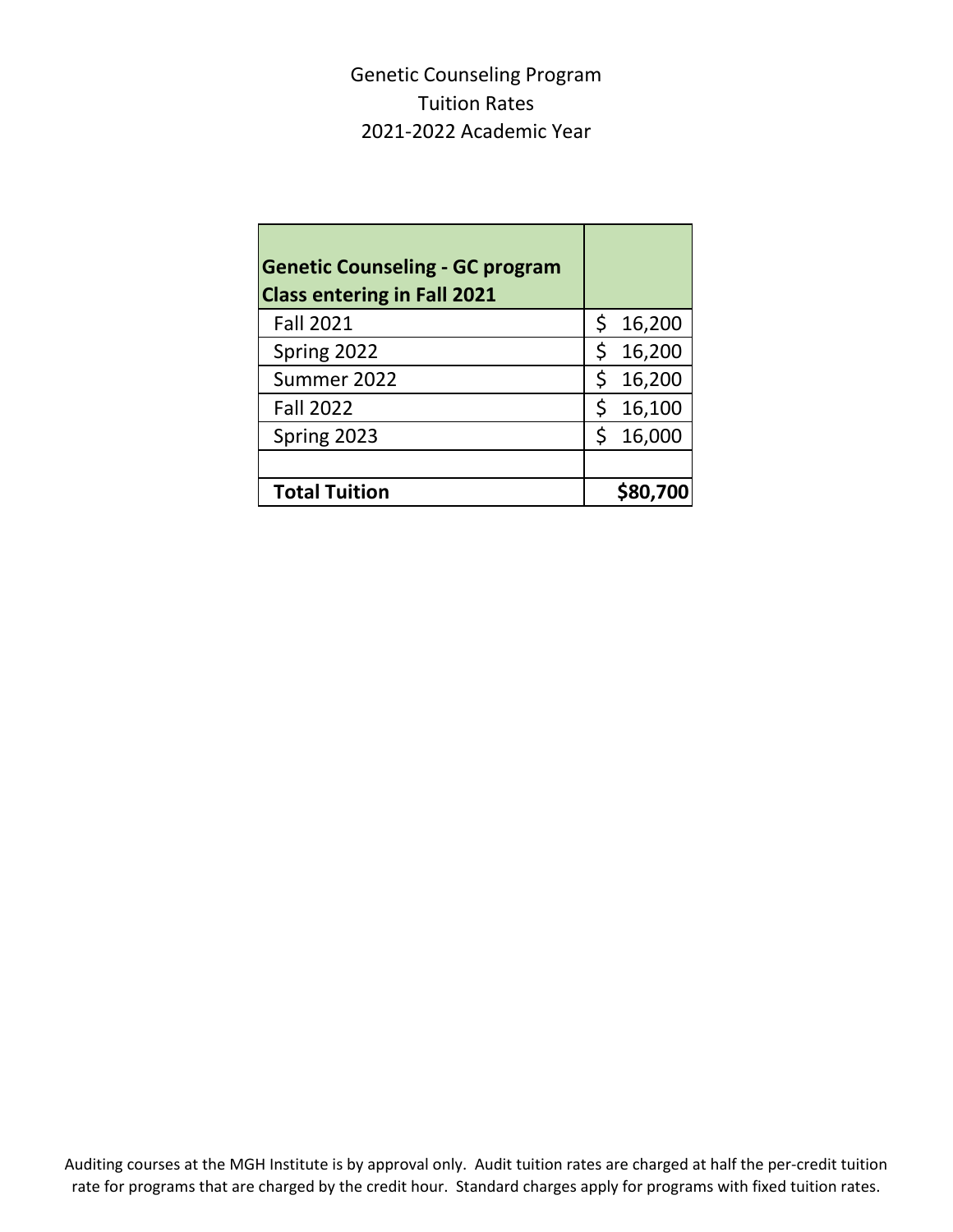# Genetic Counseling Program
## Tuition Rates
## 2021-2022 Academic Year

| **Genetic Counseling - GC program Class entering in Fall 2021** | |
|---|---|
| Fall 2021 | $ 16,200 |
| Spring 2022 | $ 16,200 |
| Summer 2022 | $ 16,200 |
| Fall 2022 | $ 16,100 |
| Spring 2023 | $ 16,000 |
| | |
| **Total Tuition** | **$80,700** |

Auditing courses at the MGH Institute is by approval only. Audit tuition rates are charged at half the per-credit tuition rate for programs that are charged by the credit hour. Standard charges apply for programs with fixed tuition rates.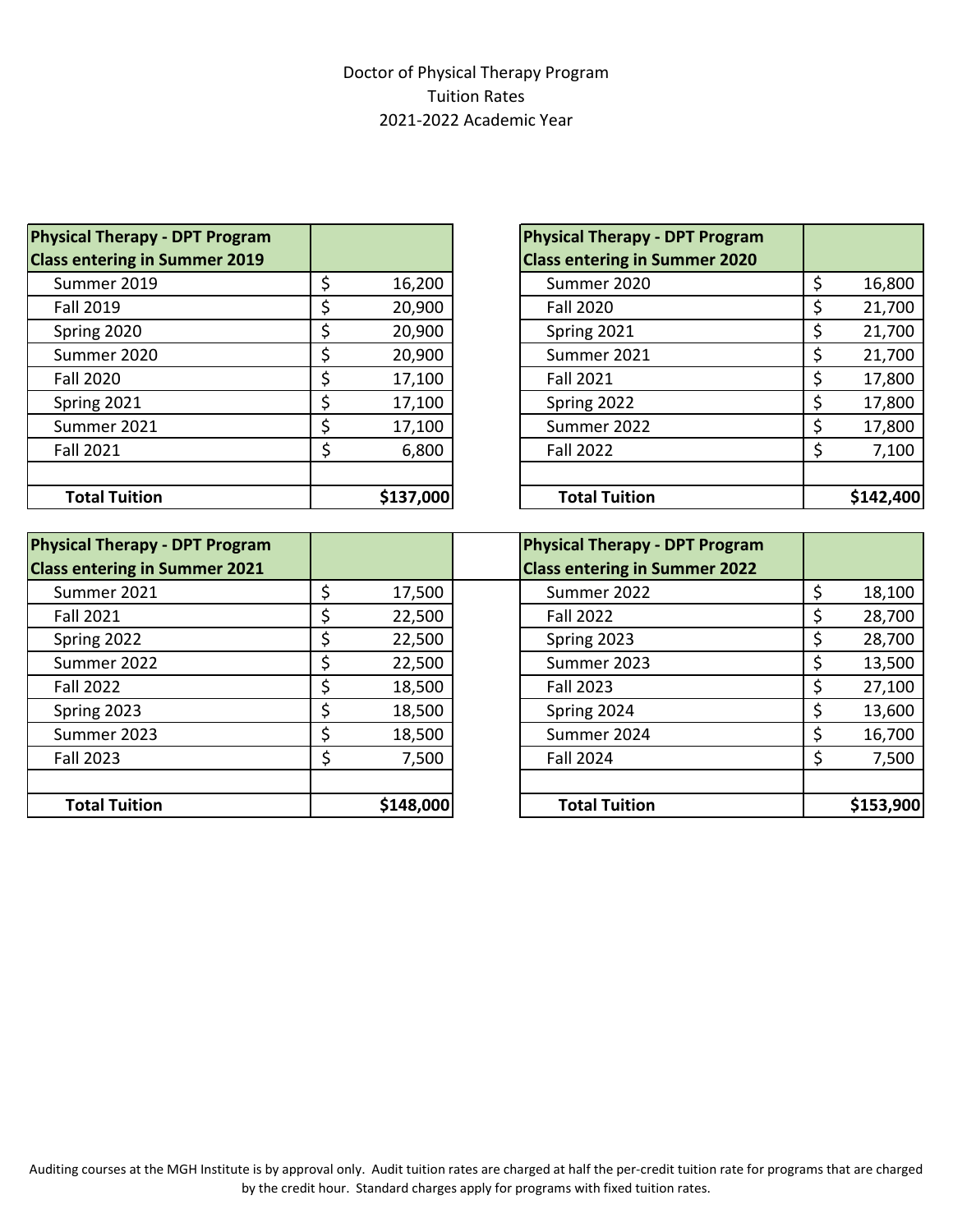# Doctor of Physical Therapy Program
## Tuition Rates
## 2021-2022 Academic Year

| Physical Therapy - DPT Program Class entering in Summer 2019 | |
|---|---|
| Summer 2019 | $ 16,200 |
| Fall 2019 | $ 20,900 |
| Spring 2020 | $ 20,900 |
| Summer 2020 | $ 20,900 |
| Fall 2020 | $ 17,100 |
| Spring 2021 | $ 17,100 |
| Summer 2021 | $ 17,100 |
| Fall 2021 | $ 6,800 |
| | |
| **Total Tuition** | **$137,000** |

| Physical Therapy - DPT Program Class entering in Summer 2020 | |
|---|---|
| Summer 2020 | $ 16,800 |
| Fall 2020 | $ 21,700 |
| Spring 2021 | $ 21,700 |
| Summer 2021 | $ 21,700 |
| Fall 2021 | $ 17,800 |
| Spring 2022 | $ 17,800 |
| Summer 2022 | $ 17,800 |
| Fall 2022 | $ 7,100 |
| | |
| **Total Tuition** | **$142,400** |

| Physical Therapy - DPT Program Class entering in Summer 2021 | |
|---|---|
| Summer 2021 | $ 17,500 |
| Fall 2021 | $ 22,500 |
| Spring 2022 | $ 22,500 |
| Summer 2022 | $ 22,500 |
| Fall 2022 | $ 18,500 |
| Spring 2023 | $ 18,500 |
| Summer 2023 | $ 18,500 |
| Fall 2023 | $ 7,500 |
| | |
| **Total Tuition** | **$148,000** |

| Physical Therapy - DPT Program Class entering in Summer 2022 | |
|---|---|
| Summer 2022 | $ 18,100 |
| Fall 2022 | $ 28,700 |
| Spring 2023 | $ 28,700 |
| Summer 2023 | $ 13,500 |
| Fall 2023 | $ 27,100 |
| Spring 2024 | $ 13,600 |
| Summer 2024 | $ 16,700 |
| Fall 2024 | $ 7,500 |
| | |
| **Total Tuition** | **$153,900** |

Auditing courses at the MGH Institute is by approval only. Audit tuition rates are charged at half the per-credit tuition rate for programs that are charged by the credit hour. Standard charges apply for programs with fixed tuition rates.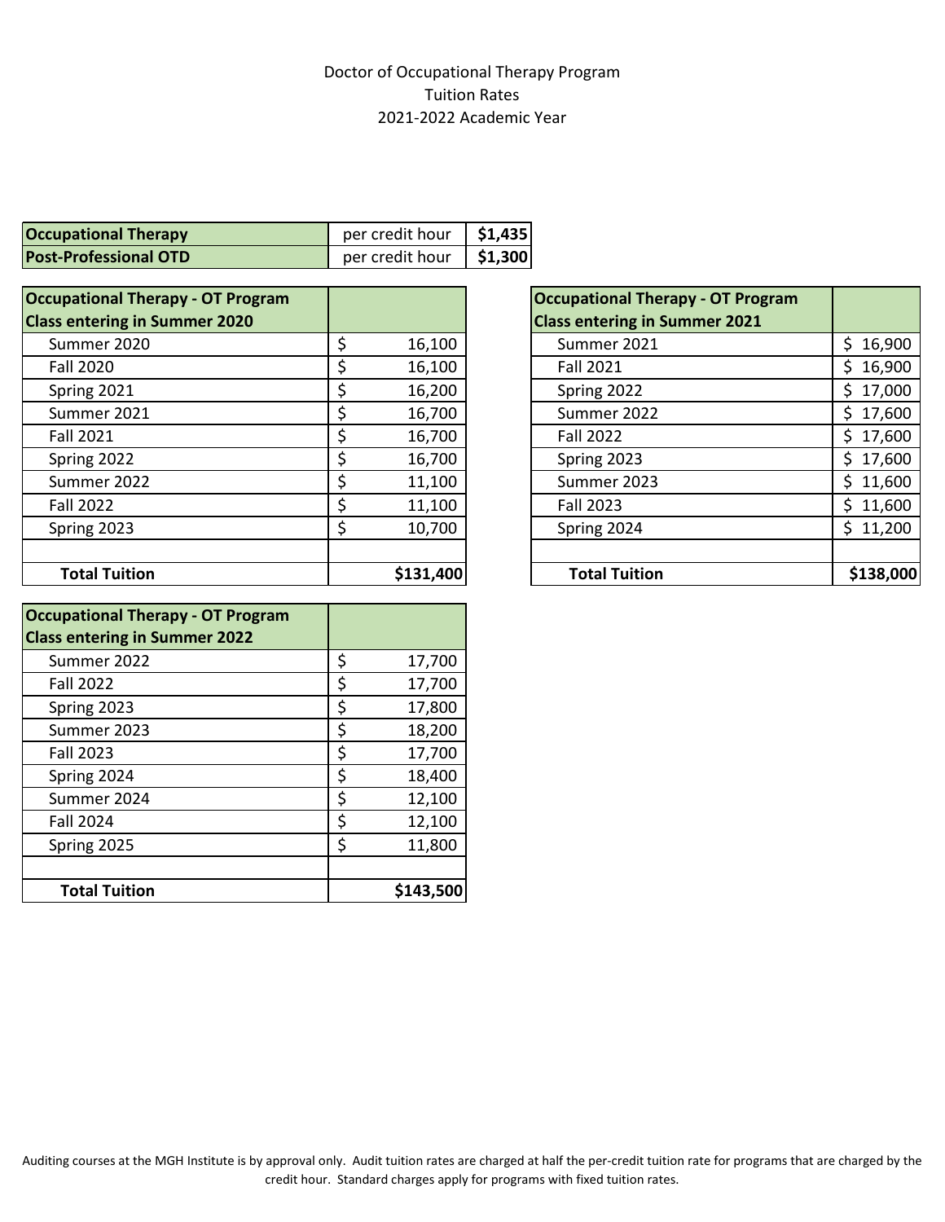Doctor of Occupational Therapy Program
Tuition Rates
2021-2022 Academic Year

| **Occupational Therapy** | per credit hour | **$1,435** |
|---|---|---|
| **Post-Professional OTD** | per credit hour | **$1,300** |

| **Occupational Therapy - OT Program Class entering in Summer 2020** | |
|---|---|
| Summer 2020 | $ 16,100 |
| Fall 2020 | $ 16,100 |
| Spring 2021 | $ 16,200 |
| Summer 2021 | $ 16,700 |
| Fall 2021 | $ 16,700 |
| Spring 2022 | $ 16,700 |
| Summer 2022 | $ 11,100 |
| Fall 2022 | $ 11,100 |
| Spring 2023 | $ 10,700 |
| | |
| **Total Tuition** | **$131,400** |

| **Occupational Therapy - OT Program Class entering in Summer 2021** | |
|---|---|
| Summer 2021 | $ 16,900 |
| Fall 2021 | $ 16,900 |
| Spring 2022 | $ 17,000 |
| Summer 2022 | $ 17,600 |
| Fall 2022 | $ 17,600 |
| Spring 2023 | $ 17,600 |
| Summer 2023 | $ 11,600 |
| Fall 2023 | $ 11,600 |
| Spring 2024 | $ 11,200 |
| | |
| **Total Tuition** | **$138,000** |

| **Occupational Therapy - OT Program Class entering in Summer 2022** | |
|---|---|
| Summer 2022 | $ 17,700 |
| Fall 2022 | $ 17,700 |
| Spring 2023 | $ 17,800 |
| Summer 2023 | $ 18,200 |
| Fall 2023 | $ 17,700 |
| Spring 2024 | $ 18,400 |
| Summer 2024 | $ 12,100 |
| Fall 2024 | $ 12,100 |
| Spring 2025 | $ 11,800 |
| | |
| **Total Tuition** | **$143,500** |

Auditing courses at the MGH Institute is by approval only. Audit tuition rates are charged at half the per-credit tuition rate for programs that are charged by the credit hour. Standard charges apply for programs with fixed tuition rates.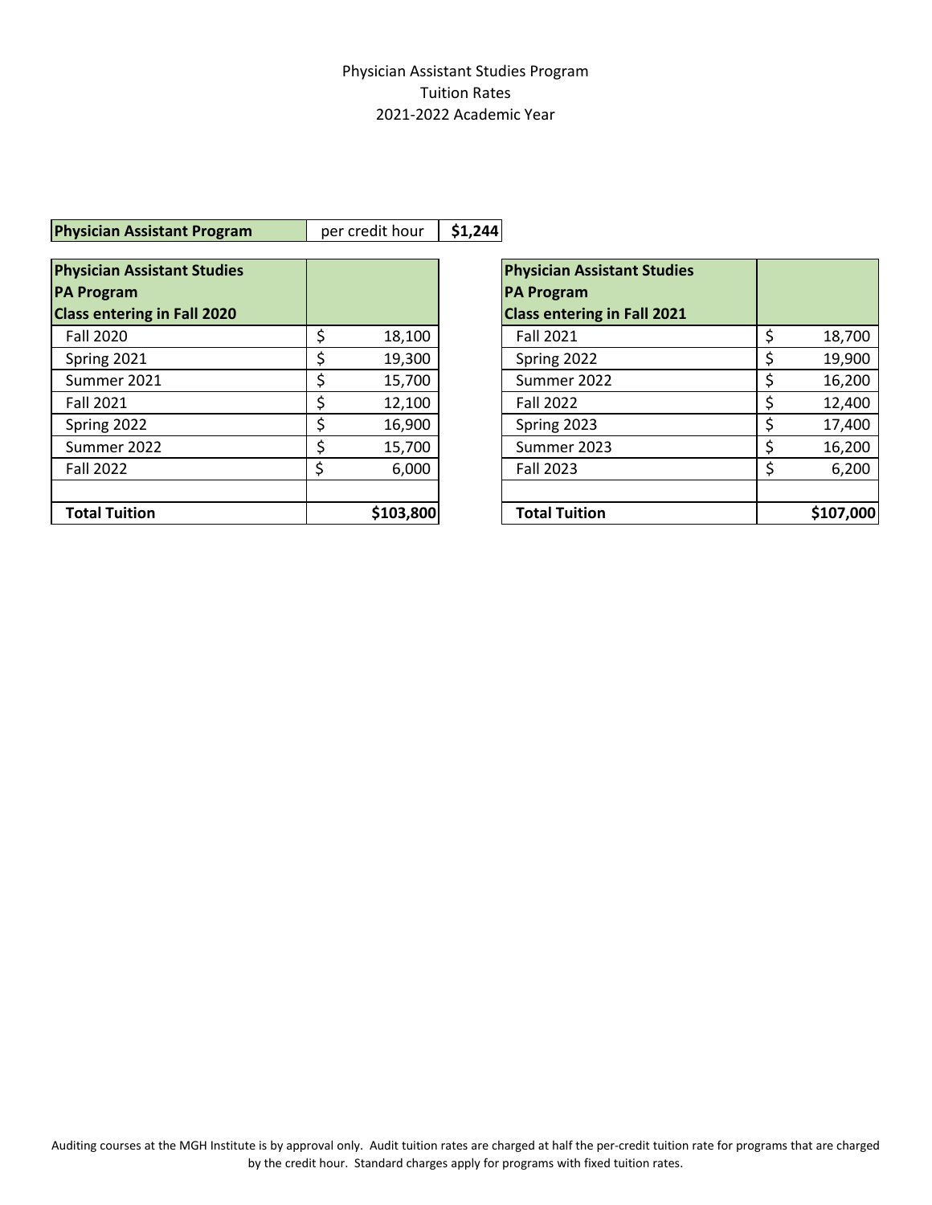Physician Assistant Studies Program
Tuition Rates
2021-2022 Academic Year

| **Physician Assistant Program** | per credit hour | **$1,244** |
|---|---|---|

| **Physician Assistant Studies PA Program Class entering in Fall 2020** | |
|---|---|
| Fall 2020 | $ 18,100 |
| Spring 2021 | $ 19,300 |
| Summer 2021 | $ 15,700 |
| Fall 2021 | $ 12,100 |
| Spring 2022 | $ 16,900 |
| Summer 2022 | $ 15,700 |
| Fall 2022 | $ 6,000 |
| | |
| **Total Tuition** | **$103,800** |

| **Physician Assistant Studies PA Program Class entering in Fall 2021** | |
|---|---|
| Fall 2021 | $ 18,700 |
| Spring 2022 | $ 19,900 |
| Summer 2022 | $ 16,200 |
| Fall 2022 | $ 12,400 |
| Spring 2023 | $ 17,400 |
| Summer 2023 | $ 16,200 |
| Fall 2023 | $ 6,200 |
| | |
| **Total Tuition** | **$107,000** |

Auditing courses at the MGH Institute is by approval only. Audit tuition rates are charged at half the per-credit tuition rate for programs that are charged by the credit hour. Standard charges apply for programs with fixed tuition rates.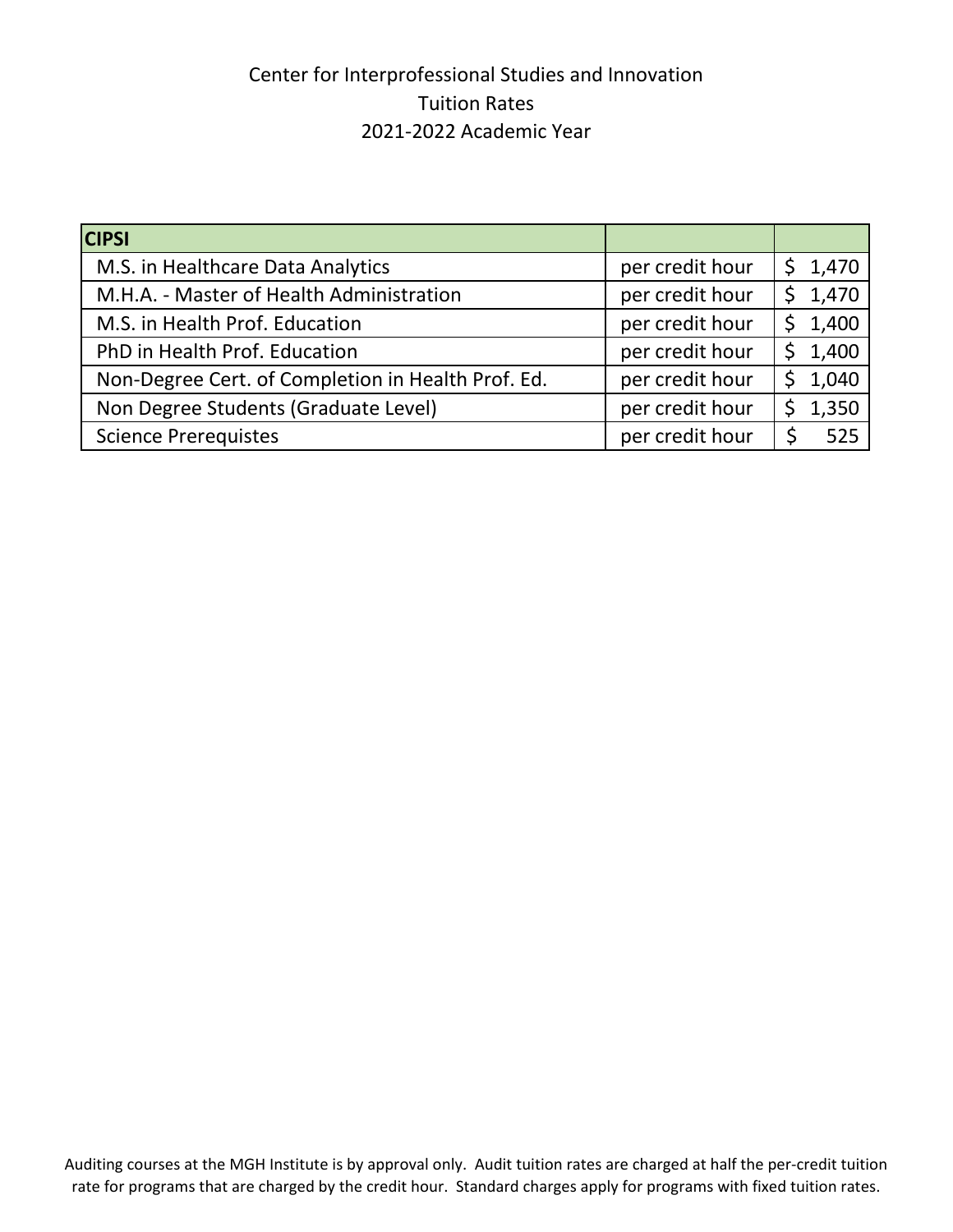# Center for Interprofessional Studies and Innovation
## Tuition Rates
## 2021-2022 Academic Year

| CIPSI | | |
|---|---|---|
| M.S. in Healthcare Data Analytics | per credit hour | $ 1,470 |
| M.H.A. - Master of Health Administration | per credit hour | $ 1,470 |
| M.S. in Health Prof. Education | per credit hour | $ 1,400 |
| PhD in Health Prof. Education | per credit hour | $ 1,400 |
| Non-Degree Cert. of Completion in Health Prof. Ed. | per credit hour | $ 1,040 |
| Non Degree Students (Graduate Level) | per credit hour | $ 1,350 |
| Science Prerequistes | per credit hour | $ 525 |

Auditing courses at the MGH Institute is by approval only. Audit tuition rates are charged at half the per-credit tuition rate for programs that are charged by the credit hour. Standard charges apply for programs with fixed tuition rates.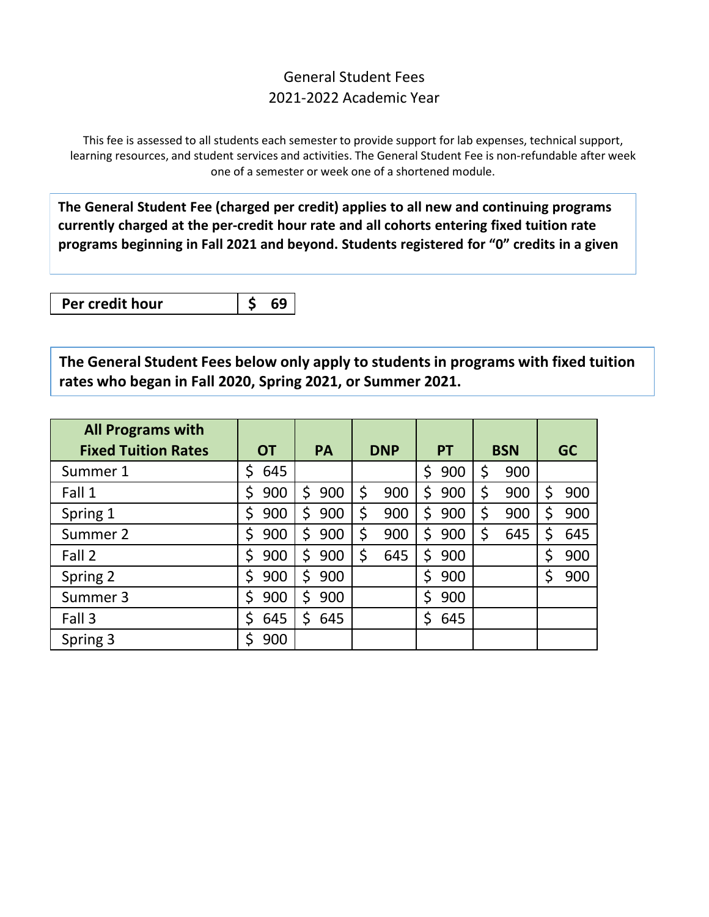# General Student Fees

## 2021-2022 Academic Year

This fee is assessed to all students each semester to provide support for lab expenses, technical support, learning resources, and student services and activities. The General Student Fee is non-refundable after week one of a semester or week one of a shortened module.

**The General Student Fee (charged per credit) applies to all new and continuing programs currently charged at the per-credit hour rate and all cohorts entering fixed tuition rate programs beginning in Fall 2021 and beyond. Students registered for "0" credits in a given**

| **Per credit hour** | **$ 69** |
|---|---|

**The General Student Fees below only apply to students in programs with fixed tuition rates who began in Fall 2020, Spring 2021, or Summer 2021.**

| All Programs with Fixed Tuition Rates | OT | PA | DNP | PT | BSN | GC |
|---|---|---|---|---|---|---|
| Summer 1 | $ 645 | | | $ 900 | $ 900 | |
| Fall 1 | $ 900 | $ 900 | $ 900 | $ 900 | $ 900 | $ 900 |
| Spring 1 | $ 900 | $ 900 | $ 900 | $ 900 | $ 900 | $ 900 |
| Summer 2 | $ 900 | $ 900 | $ 900 | $ 900 | $ 645 | $ 645 |
| Fall 2 | $ 900 | $ 900 | $ 645 | $ 900 | | $ 900 |
| Spring 2 | $ 900 | $ 900 | | $ 900 | | $ 900 |
| Summer 3 | $ 900 | $ 900 | | $ 900 | | |
| Fall 3 | $ 645 | $ 645 | | $ 645 | | |
| Spring 3 | $ 900 | | | | | |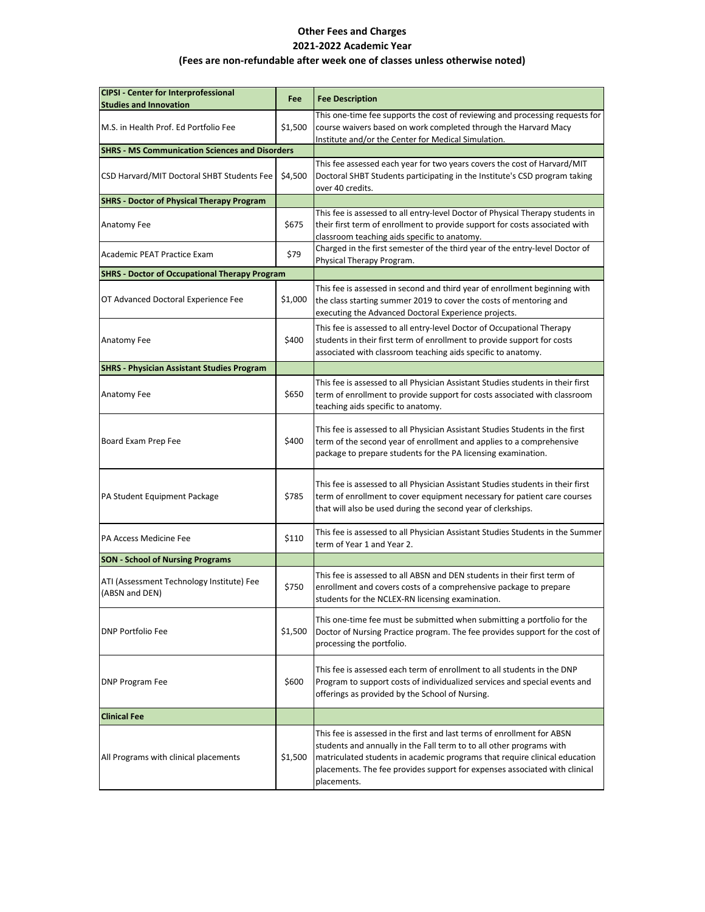# Other Fees and Charges
## 2021-2022 Academic Year
### (Fees are non-refundable after week one of classes unless otherwise noted)

| CIPSI - Center for Interprofessional Studies and Innovation | Fee | Fee Description |
|---|---|---|
| M.S. in Health Prof. Ed Portfolio Fee | $1,500 | This one-time fee supports the cost of reviewing and processing requests for course waivers based on work completed through the Harvard Macy Institute and/or the Center for Medical Simulation. |
| **SHRS - MS Communication Sciences and Disorders** | | |
| CSD Harvard/MIT Doctoral SHBT Students Fee | $4,500 | This fee assessed each year for two years covers the cost of Harvard/MIT Doctoral SHBT Students participating in the Institute's CSD program taking over 40 credits. |
| **SHRS - Doctor of Physical Therapy Program** | | |
| Anatomy Fee | $675 | This fee is assessed to all entry-level Doctor of Physical Therapy students in their first term of enrollment to provide support for costs associated with classroom teaching aids specific to anatomy. |
| Academic PEAT Practice Exam | $79 | Charged in the first semester of the third year of the entry-level Doctor of Physical Therapy Program. |
| **SHRS - Doctor of Occupational Therapy Program** | | |
| OT Advanced Doctoral Experience Fee | $1,000 | This fee is assessed in second and third year of enrollment beginning with the class starting summer 2019 to cover the costs of mentoring and executing the Advanced Doctoral Experience projects. |
| Anatomy Fee | $400 | This fee is assessed to all entry-level Doctor of Occupational Therapy students in their first term of enrollment to provide support for costs associated with classroom teaching aids specific to anatomy. |
| **SHRS - Physician Assistant Studies Program** | | |
| Anatomy Fee | $650 | This fee is assessed to all Physician Assistant Studies students in their first term of enrollment to provide support for costs associated with classroom teaching aids specific to anatomy. |
| Board Exam Prep Fee | $400 | This fee is assessed to all Physician Assistant Studies Students in the first term of the second year of enrollment and applies to a comprehensive package to prepare students for the PA licensing examination. |
| PA Student Equipment Package | $785 | This fee is assessed to all Physician Assistant Studies students in their first term of enrollment to cover equipment necessary for patient care courses that will also be used during the second year of clerkships. |
| PA Access Medicine Fee | $110 | This fee is assessed to all Physician Assistant Studies Students in the Summer term of Year 1 and Year 2. |
| **SON - School of Nursing Programs** | | |
| ATI (Assessment Technology Institute) Fee (ABSN and DEN) | $750 | This fee is assessed to all ABSN and DEN students in their first term of enrollment and covers costs of a comprehensive package to prepare students for the NCLEX-RN licensing examination. |
| DNP Portfolio Fee | $1,500 | This one-time fee must be submitted when submitting a portfolio for the Doctor of Nursing Practice program. The fee provides support for the cost of processing the portfolio. |
| DNP Program Fee | $600 | This fee is assessed each term of enrollment to all students in the DNP Program to support costs of individualized services and special events and offerings as provided by the School of Nursing. |
| **Clinical Fee** | | |
| All Programs with clinical placements | $1,500 | This fee is assessed in the first and last terms of enrollment for ABSN students and annually in the Fall term to to all other programs with matriculated students in academic programs that require clinical education placements. The fee provides support for expenses associated with clinical placements. |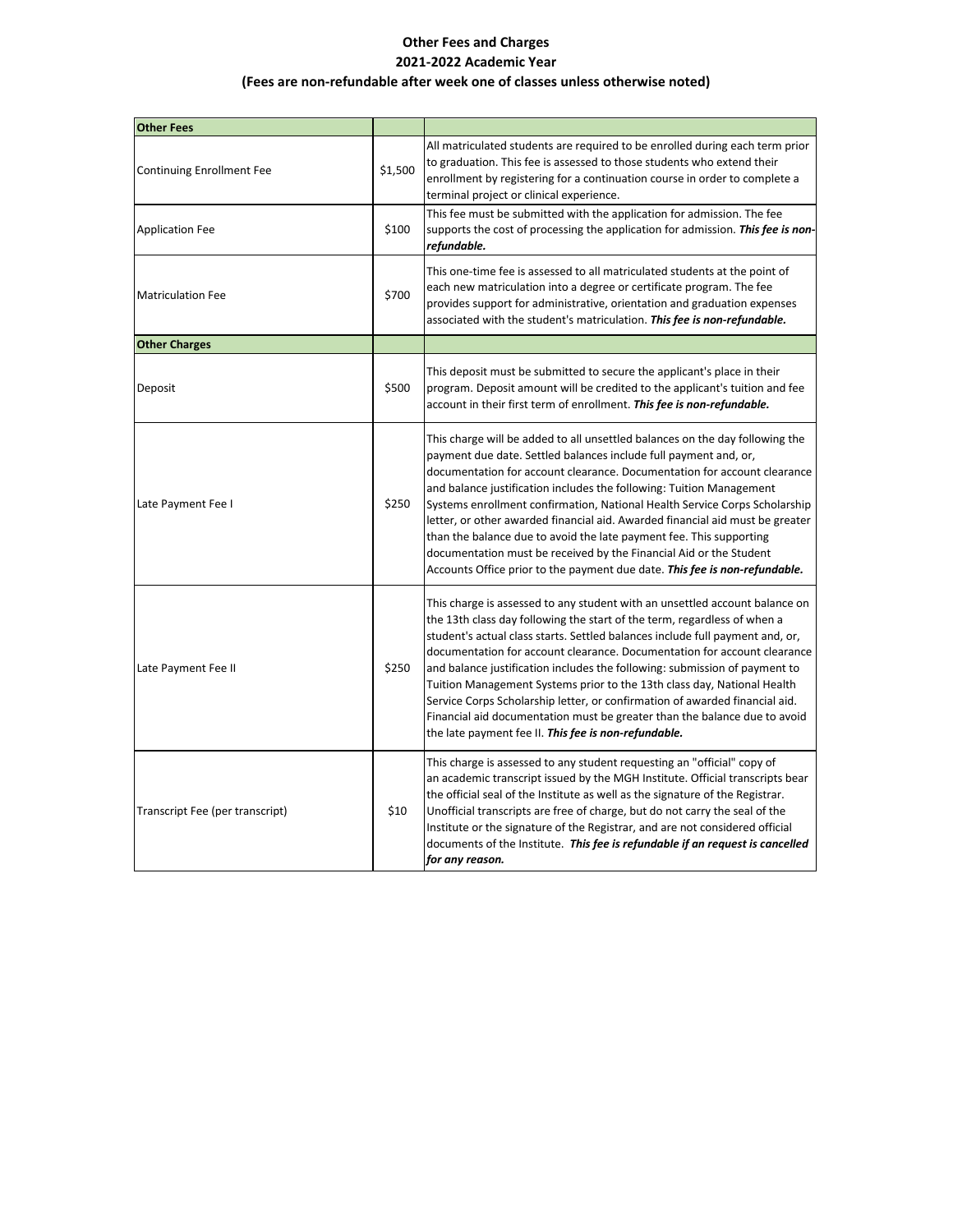**Other Fees and Charges**

**2021-2022 Academic Year**

**(Fees are non-refundable after week one of classes unless otherwise noted)**

| | | |
|---|---|---|
| **Other Fees** | | |
| Continuing Enrollment Fee | $1,500 | All matriculated students are required to be enrolled during each term prior to graduation. This fee is assessed to those students who extend their enrollment by registering for a continuation course in order to complete a terminal project or clinical experience. |
| Application Fee | $100 | This fee must be submitted with the application for admission. The fee supports the cost of processing the application for admission. ***This fee is non-refundable.*** |
| Matriculation Fee | $700 | This one-time fee is assessed to all matriculated students at the point of each new matriculation into a degree or certificate program. The fee provides support for administrative, orientation and graduation expenses associated with the student's matriculation. ***This fee is non-refundable.*** |
| **Other Charges** | | |
| Deposit | $500 | This deposit must be submitted to secure the applicant's place in their program. Deposit amount will be credited to the applicant's tuition and fee account in their first term of enrollment. ***This fee is non-refundable.*** |
| Late Payment Fee I | $250 | This charge will be added to all unsettled balances on the day following the payment due date. Settled balances include full payment and, or, documentation for account clearance. Documentation for account clearance and balance justification includes the following: Tuition Management Systems enrollment confirmation, National Health Service Corps Scholarship letter, or other awarded financial aid. Awarded financial aid must be greater than the balance due to avoid the late payment fee. This supporting documentation must be received by the Financial Aid or the Student Accounts Office prior to the payment due date. ***This fee is non-refundable.*** |
| Late Payment Fee II | $250 | This charge is assessed to any student with an unsettled account balance on the 13th class day following the start of the term, regardless of when a student's actual class starts. Settled balances include full payment and, or, documentation for account clearance. Documentation for account clearance and balance justification includes the following: submission of payment to Tuition Management Systems prior to the 13th class day, National Health Service Corps Scholarship letter, or confirmation of awarded financial aid. Financial aid documentation must be greater than the balance due to avoid the late payment fee II. ***This fee is non-refundable.*** |
| Transcript Fee (per transcript) | $10 | This charge is assessed to any student requesting an "official" copy of an academic transcript issued by the MGH Institute. Official transcripts bear the official seal of the Institute as well as the signature of the Registrar. Unofficial transcripts are free of charge, but do not carry the seal of the Institute or the signature of the Registrar, and are not considered official documents of the Institute. ***This fee is refundable if an request is cancelled for any reason.*** |